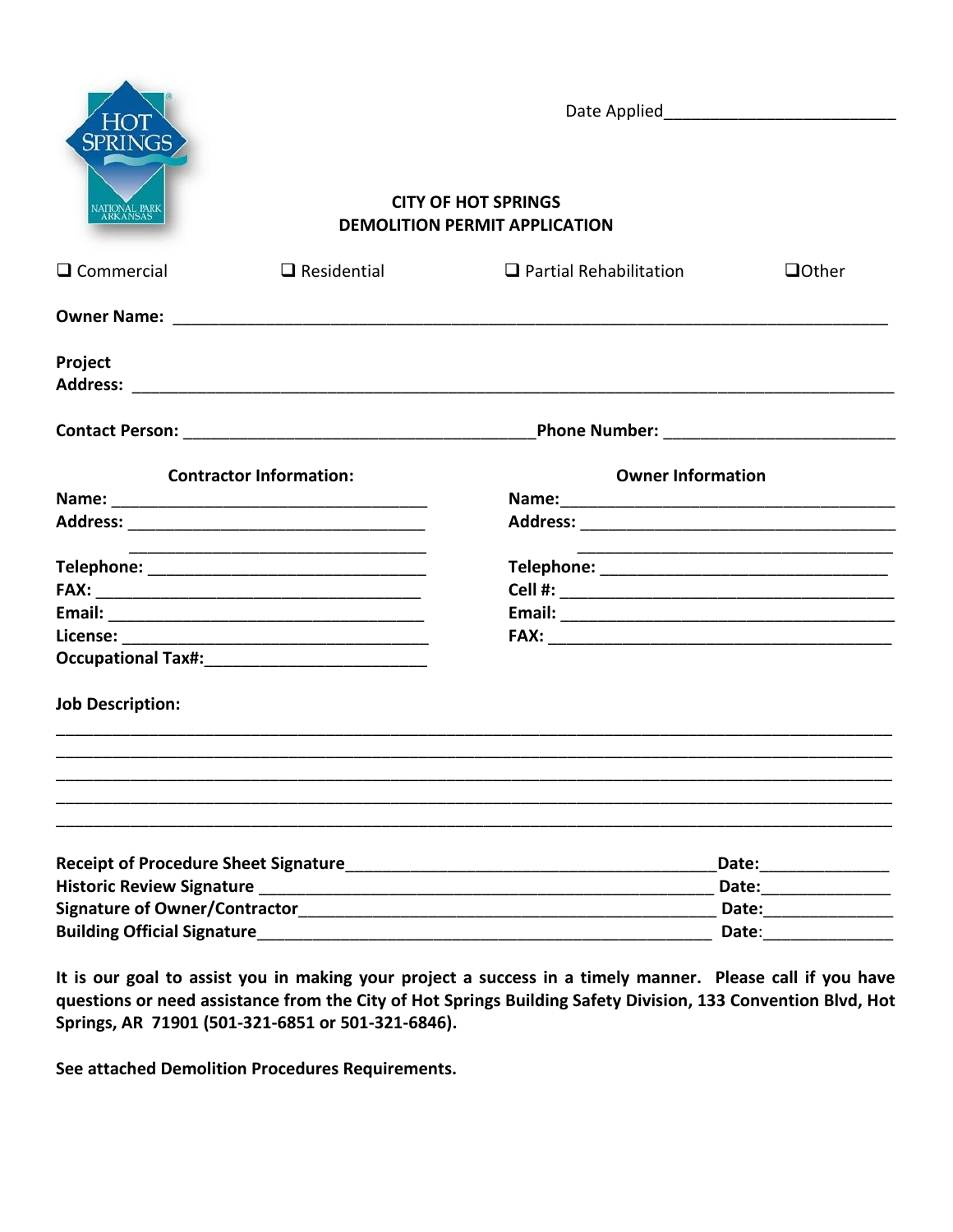Date Applied_________________________

**CITY OF HOT SPRINGS**
**DEMOLITION PERMIT APPLICATION**

☐ Commercial ☐ Residential ☐ Partial Rehabilitation ☐Other

**Owner Name:** ___________________________________________________________________________

**Project Address:** ___________________________________________________________________________

**Contact Person:** _______________________________________**Phone Number:** _________________________

**Contractor Information:**

**Name:** ___________________________________
**Address:** _________________________________
_________________________________
**Telephone:** _______________________________
**FAX:** _____________________________________
**Email:** ___________________________________
**License:** _________________________________
**Occupational Tax#:**________________________

**Owner Information**

**Name:**____________________________________
**Address:** _________________________________
_________________________________
**Telephone:** _______________________________
**Cell #:** ___________________________________
**Email:** ___________________________________
**FAX:** _____________________________________

**Job Description:**

______________________________________________________________________________________________
______________________________________________________________________________________________
______________________________________________________________________________________________
______________________________________________________________________________________________
______________________________________________________________________________________________

**Receipt of Procedure Sheet Signature**_________________________________________**Date:**______________
**Historic Review Signature** ___________________________________________________ **Date:**______________
**Signature of Owner/Contractor**_______________________________________________ **Date:**______________
**Building Official Signature**__________________________________________________ **Date**:______________

**It is our goal to assist you in making your project a success in a timely manner. Please call if you have questions or need assistance from the City of Hot Springs Building Safety Division, 133 Convention Blvd, Hot Springs, AR 71901 (501-321-6851 or 501-321-6846).**

**See attached Demolition Procedures Requirements.**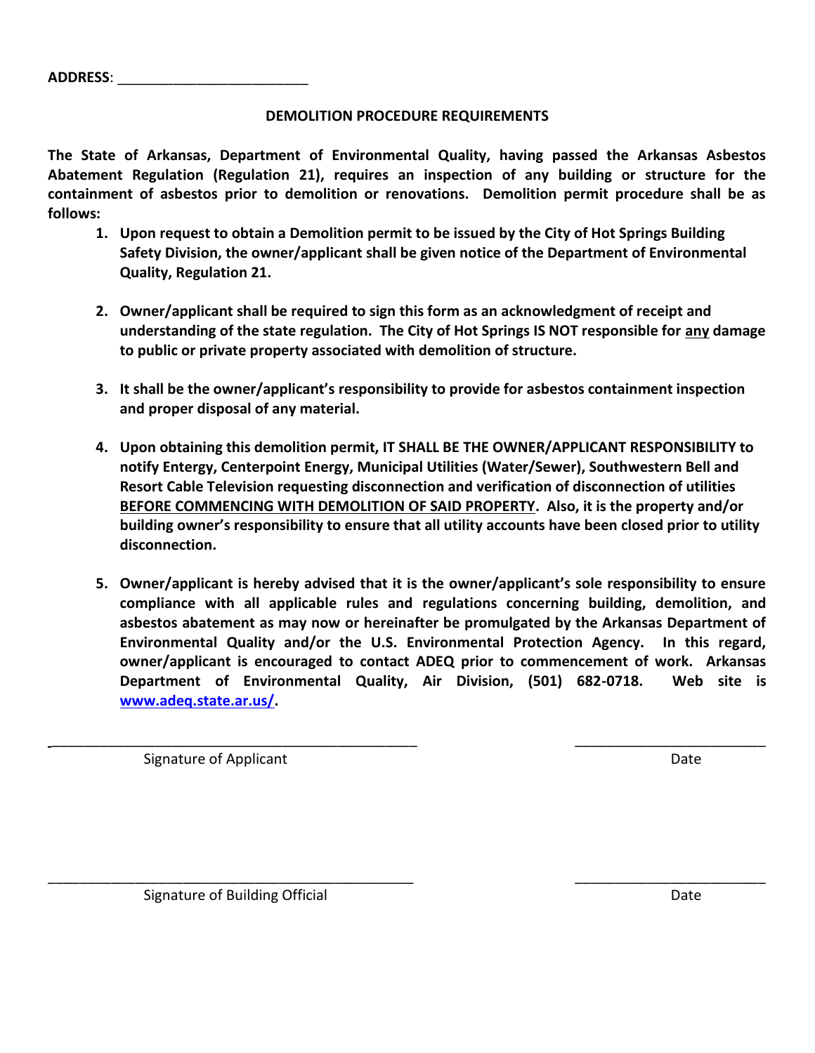**ADDRESS**: ________________________

## DEMOLITION PROCEDURE REQUIREMENTS

**The State of Arkansas, Department of Environmental Quality, having passed the Arkansas Asbestos Abatement Regulation (Regulation 21), requires an inspection of any building or structure for the containment of asbestos prior to demolition or renovations. Demolition permit procedure shall be as follows:**

1. **Upon request to obtain a Demolition permit to be issued by the City of Hot Springs Building Safety Division, the owner/applicant shall be given notice of the Department of Environmental Quality, Regulation 21.**

2. **Owner/applicant shall be required to sign this form as an acknowledgment of receipt and understanding of the state regulation. The City of Hot Springs IS NOT responsible for <u>any</u> damage to public or private property associated with demolition of structure.**

3. **It shall be the owner/applicant's responsibility to provide for asbestos containment inspection and proper disposal of any material.**

4. **Upon obtaining this demolition permit, IT SHALL BE THE OWNER/APPLICANT RESPONSIBILITY to notify Entergy, Centerpoint Energy, Municipal Utilities (Water/Sewer), Southwestern Bell and Resort Cable Television requesting disconnection and verification of disconnection of utilities <u>BEFORE COMMENCING WITH DEMOLITION OF SAID PROPERTY</u>. Also, it is the property and/or building owner's responsibility to ensure that all utility accounts have been closed prior to utility disconnection.**

5. **Owner/applicant is hereby advised that it is the owner/applicant's sole responsibility to ensure compliance with all applicable rules and regulations concerning building, demolition, and asbestos abatement as may now or hereinafter be promulgated by the Arkansas Department of Environmental Quality and/or the U.S. Environmental Protection Agency. In this regard, owner/applicant is encouraged to contact ADEQ prior to commencement of work. Arkansas Department of Environmental Quality, Air Division, (501) 682-0718. Web site is [www.adeq.state.ar.us/](http://www.adeq.state.ar.us/).**

_______________________________________________ ________________________

Signature of Applicant Date

_______________________________________________ ________________________

Signature of Building Official Date